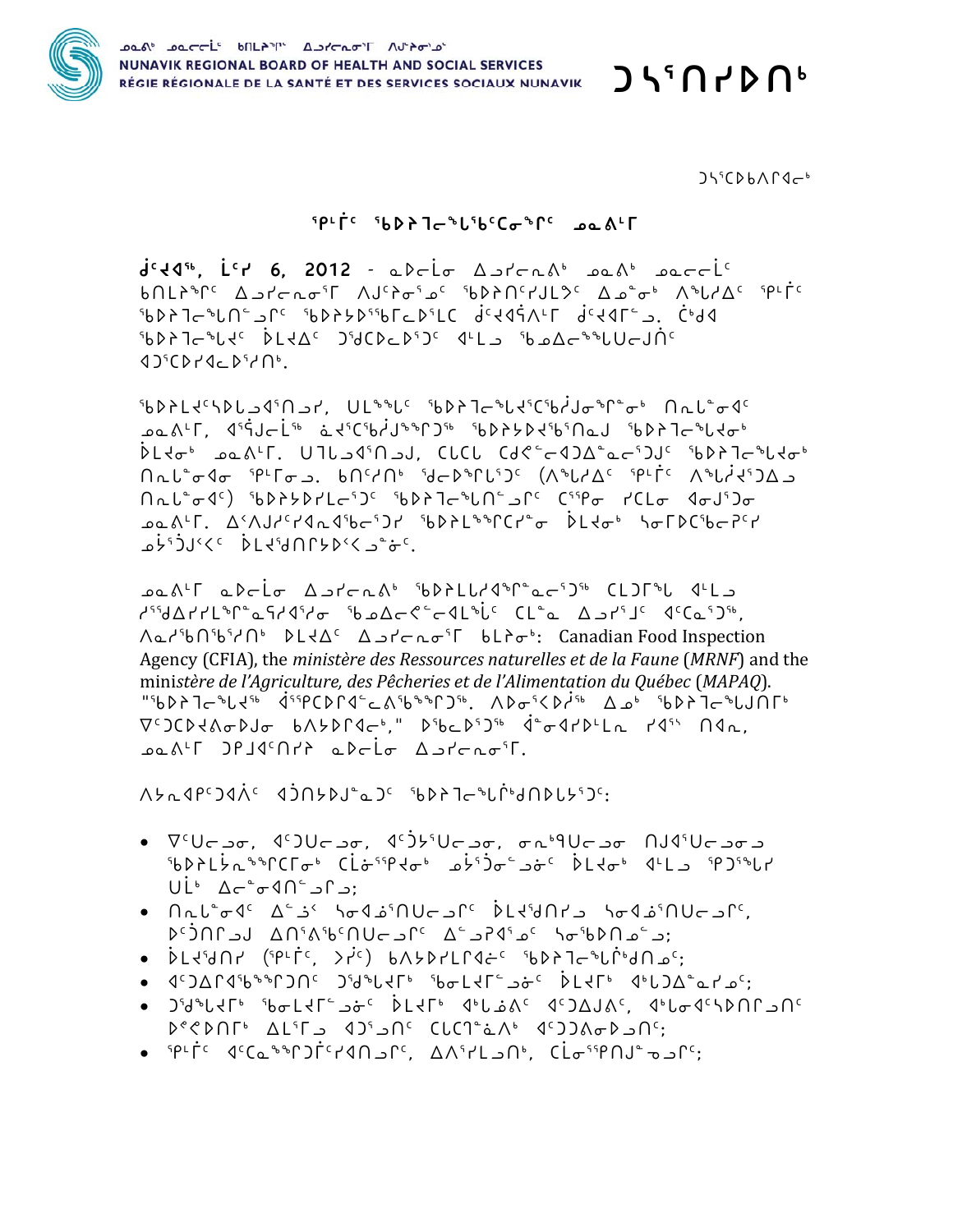ᓄᓇᕕᒃ ᓄᓇᓕᓕᖕᓄᑦ ᑲᑎᒪᔨᖏᑦ ᐃᓗᓯᓕᕆᓂᕐᒧᑦ ᐱᒍᒋᓂᕐᒧᑦ
NUNAVIK REGIONAL BOARD OF HEALTH AND SOCIAL SERVICES
RÉGIE RÉGIONALE DE LA SANTÉ ET DES SERVICES SOCIAUX NUNAVIK

# ᑐᓴᕐᑎᓯᐅᑎᒃ

ᑐᓴᕐᑕᐅᑲᐱᒋᐊᓕᒃ

## ᕿᒻᒥᑦ ᖃᐅᔨᒫᓕᖅᑲᖅᑕᕐᓂᖅᑎᑦ ᓄᓇᕕᒻᒥ

**ᑰᑦᔪᐊᖅ, ᒫᑦᓯ 6, 2012** - ᓇᐅᓕᒫᓂ ᐃᓗᓯᓕᕆᓂᒃ ᓄᓇᕕᒃ ᓄᓇᓕᓕᒫᑦ ᑲᑎᒪᔨᖏᑦ ᐃᓗᓯᓕᕆᓂᕐᒥ ᐱᒍᑦᔨᓂᕐᓄᑦ ᖃᐅᔨᑎᑦᓯᒍᒪᔪᑦ ᐃᓄᓐᓂᒃ ᐱᖕᒐᓱᐃᑦ ᕿᒻᒥᑦ ᖃᐅᔨᒫᓕᖅᓚᑎᓪᓗᒥᑦ ᖃᐅᔨᓴᐅᕐᖃᒥᓪᓚᐅᕐᓚᑕ ᑰᑦᔪᐊᕿᐱᒻᒥ ᑰᑦᔪᐊᒥᓪᓗ. ᑖᒃᑯᐊ ᖃᐅᔨᒫᓕᖅᓱᑦ ᐆᒪᔪᑦ ᑐᖁᑕᐅᓚᐅᕐᑐᑦ ᐊᒻᒪᓗ ᖃᓄᐃᓕᖅᖅᖃᑌᓕᒍᓐᑦ ᐊᑐᕐᑕᐅᓯᐊᓚᐅᕐᓯᑎᒃ.

ᖃᐅᔨᒪᔭᑦᓴᐅᓚᐅᕐᓯᐊᕐᑎᓗᓯ, ᑌᒪᖕᒪᑦ ᖃᐅᔨᒫᓕᖅᓱᕐᑕᖅᑲᒍᓐᓂᖅᑎᓐᓂᒃ ᑎᓇᒫᓂᐊᑦ ᓄᓇᕕᒻᒥ, ᐊᕐᕌᒍᓕᒫᖅ ᓈᓱᑦᑕᖅᑲᒍᖅᑐᖅ ᖃᐅᔨᓴᕈᓱᖅᑎᓇᒍ ᖃᐅᔨᒫᓕᖅᓱᓂᒃ ᐆᒪᓱᓂᒃ ᓄᓇᕕᒻᒥ. ᑌᒪᓗᐊᕐᑎᓗᒍ, ᑕᒪᑕᒪ ᑕᑯᑦᓯᓂᐊᕐᑐᐃᓐᓇᓕᕐᑐᑦ ᖃᐅᔨᒫᓕᖅᓱᓂᒃ ᑎᓇᒫᓂᐊᓂ ᕿᒻᒥᓄᓪᓗ. ᑲᑎᑦᓯᑎᒃ ᖁᓕᐅᖅᒥᕐᒪᕐᑐᑦ (ᐱᖕᒐᓱᐃᑦ ᕿᒻᒥᑦ ᐱᖕᒐᓱᐊᕐᑐᐃᓗ ᑎᓇᒫᓂᐊᑦ) ᖃᐅᔨᓴᐅᓯᒪᓕᕐᑐᑦ ᖃᐅᔨᒫᓕᖅᓚᑎᓪᓗᒥᑦ ᑕᕐᕿᓂ ᓯᑕᒪᓂ ᐊᓂᒍᕐᑐᓂ ᓄᓇᕕᒻᒥ. ᐃᐸᒍᑦᓯᐊᓇᖅᑲᓕᕐᑐᓯ ᖃᐅᔨᒪᓪᓚᕆᑦᓯᓐᓂ ᐆᒪᔪᓂᒃ ᓴᓂᒥᐅᑕᖅᑲᓕᕿᑦᓯ ᓄᓘᕐᑐᒃᐸᑦ ᐆᒪᔪᖁᑎᑦᓯᐅᑉᐸᓗᓐᓂᑦ.

ᓄᓇᕕᒻᒥ ᓇᐅᓕᒫᓂ ᐃᓗᓯᓕᕆᓂᒃ ᖃᐅᔨᒪᓕᕐᓯᐊᕐᑲᓕᕐᑐᖅ ᑕᒪᑐᒥᖕᒐ ᐊᒻᒪᓗ ᓯᕗᓂᐅᓯᒪᓕᕐᕿᓇᖃᓯᐊᓯᓂ ᖃᓄᐃᓕᕗᓕᐊᓪᓚᖕᒐᑦ ᑕᒪᓐᓇ ᐃᓗᓯᑐᑦ ᐊᑦᑕᓇᕐᑐᖅ, ᐱᓇᓱᖃᑎᖃᕐᑎᓯᒃ ᐆᒪᔪᐃᑦ ᐃᓗᓯᓕᕆᓂᕐᒥ ᑲᒪᔨᒃ: Canadian Food Inspection Agency (CFIA), the *ministère des Ressources naturelles et de la Faune* (*MRNF*) and the *ministère de l'Agriculture, des Pêcheries et de l'Alimentation du Québec* (*MAPAQ*). "ᖃᐅᔨᒫᓕᖅᓱᖅ ᐋᕿᑦᑎᐅᑎᓕᕐᓂᑯᖅᑐᖅ. ᐱᐅᓂᕐᐸᐅᔪᖅ ᐃᓄᒃ ᖃᐅᔨᒫᓕᖅᑲᒍᑎᒃ ᐁᑦᑐᑦᑐᕕᓂᐅᔪᓂ ᑲᐱᔭᐅᒥᐊᓕᒃ," ᐅᖃᓚᐅᕐᑐᖅ ᐋᓐᓂᐊᓯᐅᒪᓚ ᓯᐊᕐ ᑎᐊᓇ, ᓄᓇᕕᒻᒥ ᑐᑭᒧᐊᑎᓯᔨ ᓇᐅᓕᒫᓂ ᐃᓗᓯᓕᕆᓂᕐᒥ.

ᐱᔭᓇᐊᑭᑦᑐᐊᐲᑦ ᐊᔫᑎᔭᐅᒍᓇᑐᑦ ᖃᐅᔨᒫᓕᖅᓯᖅᑯᑎᐅᒐᔭᕐᑐᑦ:

- ᐁᑦᑌᓗᓂ, ᐊᑦᑐᑌᓗᓂ, ᐊᑦᔫᔭᕐᑌᓗᓂ, ᓂᕆᒃᑫᓗᓂ ᑎᒍᐊᕐᑌᓗᓂᓗ ᖃᐅᔨᒫᔭᕆᕐᒥᑕᓂᒃ ᑕᒫᓂᕐᑭᐊᓂᒃ ᓄᔫᕐᑐᓂᕐᓂᑦ ᐆᒪᔪᓂᒃ ᐊᒻᒪᓗ ᕿᑐᕐᒪᒐᓯ ᑌᒫᒃ ᐃᓕᓐᓂᐊᑎᓪᓗᒥᓗ;
- ᑎᓇᒫᓂᐊᑦ ᐃᓪᓗᐊᑉ ᓴᓂᐊᓅᕐᑎᑌᓕᓗᒥᑦ ᐆᒪᔪᖁᑎᓯᓗ ᓴᓂᐊᓅᕐᑎᑌᓕᓗᒥᑦ, ᐅᑦᔫᑎᒥᓗᒍ ᐃᑎᕐᕕᒃᑦᑎᑌᓕᓗᒥᑦ ᐃᓪᓗᕈᐊᕐᓄᑦ ᓴᓂᖃᐅᑎᓄᓪᓗ;
- ᐆᒪᔪᖁᑎᓯ (ᕿᒻᒥᑦ, ᐳᓯᑦ) ᑲᐱᔭᐅᓯᒪᒥᐊᓂᑦ ᖃᐅᔨᒫᓕᖅᑯᑎᓄᑦ;
- ᐊᑦᑐᐃᒥᐊᖃᖅᑐᑎᑦ ᑐᖁᖅᓱᐊᒥᒃ ᖃᓂᒪᔪᐊᒥᓗᓂᑦ ᐆᒪᔪᒥᒃ ᐊᒃᑐᐃᓐᓇᓯᓄᑦ;
- ᑐᖁᖅᓱᐊᒥᒃ ᖃᓂᒪᔪᒥᓗᓂᑦ ᐆᒪᔪᒥᒃ ᐊᒃᓚᓄᐱᑦ ᐊᑦᑐᐃᒍᐱᑦ, ᐊᒃᓚᓂᐊᑦᓴᐅᑎᒥᓗᑎᑦ ᐅᕝᕙᐅᑎᒥᒃ ᐃᒪᕐᒥᓗ ᐊᑐᕐᓗᑎᑦ ᑕᒪᑐᒫᓐᐱᒃ ᐊᑦᑐᐱᓂᐅᓗᑎᑦ;
- ᕿᒻᒥᑦ ᐊᑦᑕᓇᕐᑐᕐᒥᑦᓯᐊᑎᓗᒥᑦ, ᐃᐱᕐᓯᒪᓗᑎᒃ, ᑕᒫᓂᖅᑭᑎᒍᓐᓃᓗᒥᑦ;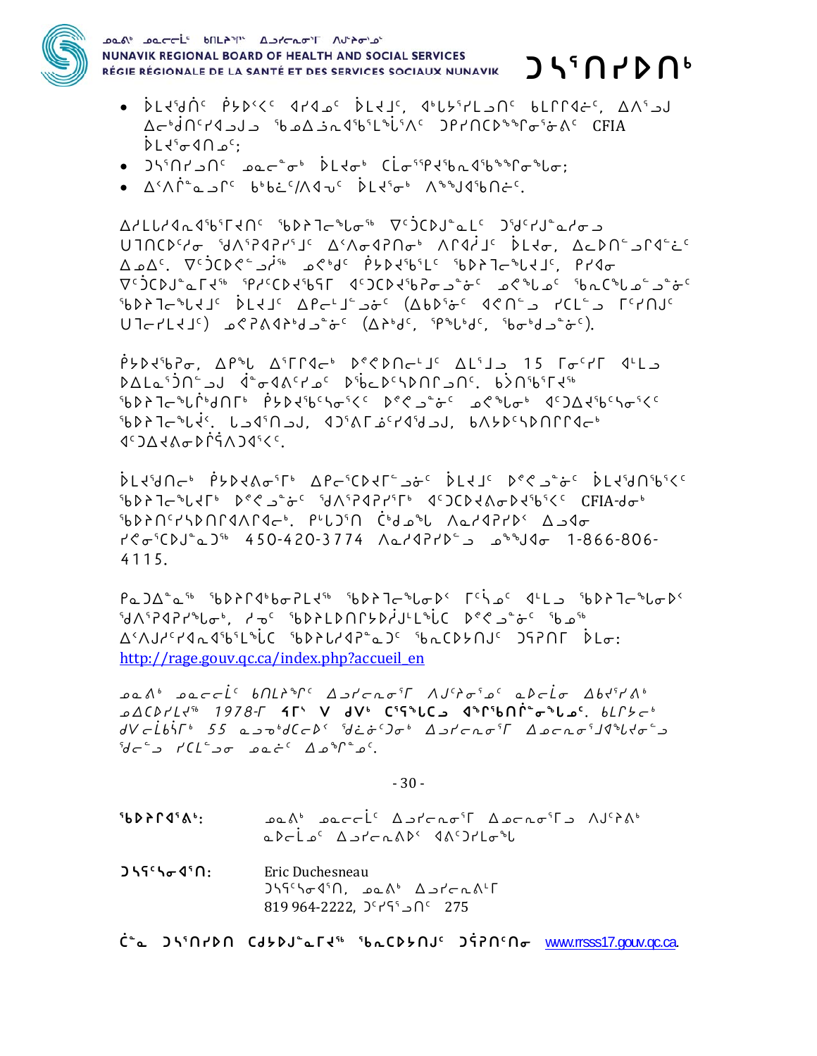- ᐆᒪᕝᔪᑏᑦ ᑮᓴᐅᑉᐸᑦ ᐊᓯᐊᓄᑦ ᐆᒪᔪᑦ, ᐊᒡᒐᔅᓯᒪᓗᑎᑦ ᑲᒥᒋᐊᓃᑦ, ᐃᐱᕐᔪᒃ ᐃᓂᒃᑯᑎᑦᓯᐊᓗᒍᓗ ᖃᓄᐃᓘᓇᐊᕐᑲᕐᒪᖕᒋᑉᐸᑦ ᑐᑭᑎᑕᐅᖕᖏᓂᕐᓃᐱᑦ CFIA ᐆᒪᕐᓂᐊᑎᓄᑦ;
- ᑐᓴᕐᑎᓯᓗᑎᑦ ᓄᓇᓕᖕᓂᒃ ᐆᒪᔪᓂᒃ ᑕᒨᓂᕐᑭᔪᕐᑲᓇᐊᕐᑲᖕᖏᓂᖕᒪᓂ;
- ᐃᑉᐱᕆᓇᓗᒋᑦ ᑲᒃᑳᑦ/ᐱᐊᕗᑦ ᐆᒪᔪᕐᓂᒃ ᐱᖕᖑᐊᕐᑲᑎᓃᑦ.

ᐃᓱᒪᒋᓱᐊᕆᐊᕐᑲᕐᒥᔪᑎᑦ ᖃᐅᔨᒋᐅᒪᓂᖕ ᐁᑦᑑᑕᐅᒍᓇᒪᑦ ᑐᕐᖁᑦᓯᒍᓇᓯᓂᓗ ᐅᒣᑎᑕᐅᑦᓯᓂ ᖁᐱᕐᕆᐊᕈᓯᕐᔪᑦ ᐃᑉᐱᓂᐊᕈᑎᓂᒃ ᐱᕆᐊᔫᑦ ᐆᒪᔪᓂ, ᐃᓚᐅᑎᓪᓗᒥᐊᓖᑦ ᐃᓄᐃᑦ. ᐁᑦᑑᑕᐅᕙᓪᓗᔫᕐ ᓄᕙᒃᑯᑦ ᑮᓴᐅᔪᕐᑲᒪᑦ ᖃᐅᔨᒋᐅᒪᔪᒧᑦ, ᑭᓯᐊᓂ ᐁᑦᑑᑕᐅᒍᓇᒥᔪᕐ ᕿᓯᑦᑕᐅᔪᕐᑲᒥ ᐊᑦᑐᑕᐅᔪᕐᑲᕆᓂᓗᓐᓂᑦ ᓄᕙᒪᓄᑦ ᖃᓇᑕᒪᓄᓪᓗᓐᓂᑦ ᖃᐅᔨᒋᐅᒪᔪᒧᑦ ᐆᒪᔪᑦ ᐃᑭᓪᓕᒧᓪᓗᓂᑦ (ᐃᑲᐅᕐᓃᑦ ᐊᕙᑎᓪᓗ ᓯᑕᒪᓗ ᒥᑦᓯᑎᒍᑦ ᐅᒣᓯᒪᔪᑦ) ᓄᕙᕈᐊᕐᐊᕐᑯᓗᓐᓂᑦ (ᐃᕐᑯᑦ, ᕿᕐᒪᑯᑦ, ᖃᓂᒃᑯᓗᓐᓂᑦ).

ᑮᓴᐅᔪᕐᑲᕈᓂ, ᐃᑉᐱᒪ ᐃᕐᒥᒋᐊᓕᒃ ᐅᕙᐅᑎᓕᒻᒧᑦ ᐃᒪᕐᒧᓗ 15 ᒥᓂᑦᓯᒥ ᐊᒻᒪᓗ ᐅᐃᒪᓇᕐᑑᑎᓪᓗᒍ ᐋᓂᐊᐱᑦᓯᓄᑦ ᐅᕐᑲᓚᐅᑦᓴᐅᑎᒥᓗᑎᑦ. ᑲᕐᑎᕐᑲᕐᒥᔫᕐ ᖃᐅᔨᒋᐅᒪᕕᒃᑯᑎᒥ ᑮᓴᐅᔪᕐᑲᑦᓴᓂᕐᐸᑦ ᐅᕙᓗᓐᓂᑦ ᓄᕙᒪᓂᒃ ᐊᑦᑐᐃᔪᕐᑲᑦᓴᓂᕐᐸᑦ ᖃᐅᔨᒋᐅᒪᔫᑉ. ᒪᓗᐊᕐᑎᓗᒍ, ᐊᑐᕐᐱᒥᓅᑦᓯᐊᕐᑯᓗᒍ, ᑲᐱᔭᐅᑦᓴᐅᑎᒥᒋᐊᓕᒃ ᐊᑦᑐᐃᔪᐱᓂᐅᕐᕝᕿᐱᑐᐊᕐᐸᑦ.

ᐆᒪᔪᕐᑯᑎᓕᒃ ᑮᓴᐅᔪᐱᓂᕐᒥᒃ ᐃᑭᓪᓕᕐᑕᐅᔪᒥᓪᓗᓂᑦ ᐆᒪᔪᑦ ᐅᕙᓗᓐᓂᑦ ᐆᒪᕐᔪᑎᕐᑲᑉᐸᑦ ᖃᐅᔨᒋᐅᒪᔪᒥᒃ ᐅᕙᓗᓐᓂᑦ ᖁᐱᕐᕆᐊᕈᓯᕐᒥᒃ ᐊᑦᑐᐃᔪᐱᓂᐅᔪᕐᑲᑉᐸᑦ CFIA-ᑯᓂᒃ ᖃᐅᔨᑎᑦᓯᓴᐅᑎᑦᓯᐊᕆᐊᓕᒃ. ᑭᒻᒧᕐᑎ ᑖᒃᑯᓇ ᐱᓇᓱᐊᕐᕕᐅᑉ ᐃᓗᐊᓂ ᓯᕗᓂᕐᑕᐅᔪᓇᑐᖅ 450-420-3774 ᐱᓇᓱᐊᕐᕕᐅᓪᓗ ᓄᕐᖑᐊᓂ 1-866-806-4115.

ᑭᓇᑐᐃᓐᓇᖅ ᖃᐅᔨᒋᐊᒃᑲᓂᕈᒪᔪᖅ ᖃᐅᔨᒋᐅᒪᓂᐅᑉ ᒥᑦᓴᓄᑦ ᐊᒻᒪᓗ ᖃᐅᔨᒋᐅᒪᓂᐅᑉ ᖁᐱᕐᕆᐊᕈᓯᕐᒪᓂᒃ, ᓯᓂᑦ ᖃᐅᔨᒪᑎᑦᓯᔾᔪᑎᒥᒃᑕᑦ ᐅᕙᓗᓐᓂᑦ ᖃᓄᖅ ᐃᑉᐱᒍᓱᑦᓯᐊᓇᕐᑲᕐᒪᖕᒪᑦ ᖃᐅᔨᒋᐊᕐᓇᑐᑦ ᖃᓇᑕᐅᓴᑎᒍᑦ ᑐᕋᕐᑎᒥ ᐆᒪᓂ:
[http://rage.gouv.qc.ca/index.php?accueil_en](http://rage.gouv.qc.ca/index.php?accueil_en)

*ᓄᓇᕕᒃ ᓄᓇᓕᓕᕐᑦ ᑲᑎᒪᔨᖏᑦ ᐃᓗᓯᓕᕆᓂᕐᒥ ᐱᔾᔪᑎᖃᕐᓂᒃ ᓇᐅᓕᒫᓂ ᐃᑲᔪᕐᓯᐱᒃ ᓄᐃᑕᐅᓯᒪᔪᖅ 1978-ᒥ* **ᐊᒥᐊ V ᑯᐯᒃ ᑕᕐᕿᖕᒪᑕ ᐊᖏᕐᑲᑎᒋᓐᓂᖕᒪᓄᑦ.** *ᑲᒪᒋᔭᖃᒃ ᑯᐯᓕᒫᑲᕐᒥ 55 ᓇᓗᓂᒃᑯᑕᓕᐅᑉ ᖁᓵᓃᑦᑐᓂᒃ ᐃᓗᓯᓕᕆᓂᕐᒥ ᐃᓅᓯᓕᕆᓂᕐᒧᐊᕐᒪᕐᒥᒃ ᖁᓕᓪᓗ ᓯᑕᒪᓗᓂ ᓄᓇᓖᑦ ᐃᓄᖕᒥᓄᑦ.*

\- 30 -

| | |
|---|---|
| ᖃᐅᔨᒪᔭᕐᕕᒃ: | ᓄᓇᕕᒃ ᓄᓇᓕᓕᕐᑦ ᐃᓗᓯᓕᕆᓂᕐᒥ ᐃᓅᓯᓕᕆᓂᕐᒥᓗ ᐱᔾᔪᑎᕕᒃ ᓇᐅᓕᒫᓂ ᐃᓗᓯᓕᕆᕕᐅᑉ ᐊᐱᑦᑐᓯᒪᓂᖓ |
| ᑐᓴᕐᓴᓂᐊᕐᑎ: | Eric Duchesneau<br>ᑐᓴᕐᓴᓂᐊᕐᑎ, ᓄᓇᕕᒃ ᐃᓗᓯᓕᕆᕕᒻᒥ<br>819 964-2222, ᑐᑦᓯᕐᓗᑎᑦ 275 |

**ᑖᓐᓇ ᑐᓴᕐᑎᓯᐅᑎ ᑕᑯᓴᐅᔪᓐᓇᒥᔪᖅ ᖃᓇᑕᐅᓴᑎᒍᑦ ᑐᕋᕐᑎᑎᓂ** [www.rrsss17.gouv.qc.ca](http://www.rrsss17.gouv.qc.ca).